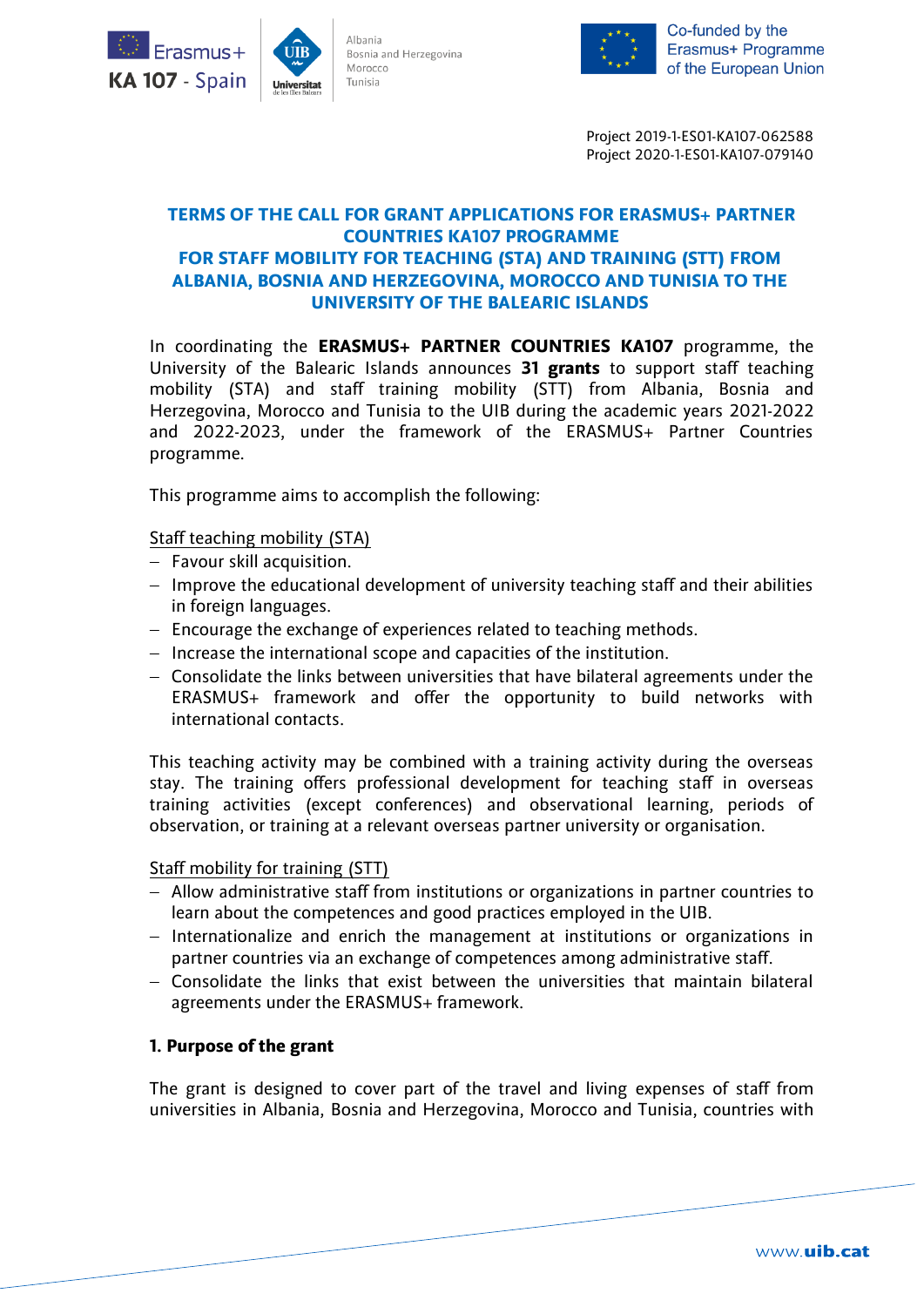Project 2019-1-ES01-KA107-062588
Project 2020-1-ES01-KA107-079140

# TERMS OF THE CALL FOR GRANT APPLICATIONS FOR ERASMUS+ PARTNER COUNTRIES KA107 PROGRAMME FOR STAFF MOBILITY FOR TEACHING (STA) AND TRAINING (STT) FROM ALBANIA, BOSNIA AND HERZEGOVINA, MOROCCO AND TUNISIA TO THE UNIVERSITY OF THE BALEARIC ISLANDS

In coordinating the **ERASMUS+ PARTNER COUNTRIES KA107** programme, the University of the Balearic Islands announces **31 grants** to support staff teaching mobility (STA) and staff training mobility (STT) from Albania, Bosnia and Herzegovina, Morocco and Tunisia to the UIB during the academic years 2021-2022 and 2022-2023, under the framework of the ERASMUS+ Partner Countries programme.

This programme aims to accomplish the following:

Staff teaching mobility (STA)

- Favour skill acquisition.
- Improve the educational development of university teaching staff and their abilities in foreign languages.
- Encourage the exchange of experiences related to teaching methods.
- Increase the international scope and capacities of the institution.
- Consolidate the links between universities that have bilateral agreements under the ERASMUS+ framework and offer the opportunity to build networks with international contacts.

This teaching activity may be combined with a training activity during the overseas stay. The training offers professional development for teaching staff in overseas training activities (except conferences) and observational learning, periods of observation, or training at a relevant overseas partner university or organisation.

Staff mobility for training (STT)

- Allow administrative staff from institutions or organizations in partner countries to learn about the competences and good practices employed in the UIB.
- Internationalize and enrich the management at institutions or organizations in partner countries via an exchange of competences among administrative staff.
- Consolidate the links that exist between the universities that maintain bilateral agreements under the ERASMUS+ framework.

## 1. Purpose of the grant

The grant is designed to cover part of the travel and living expenses of staff from universities in Albania, Bosnia and Herzegovina, Morocco and Tunisia, countries with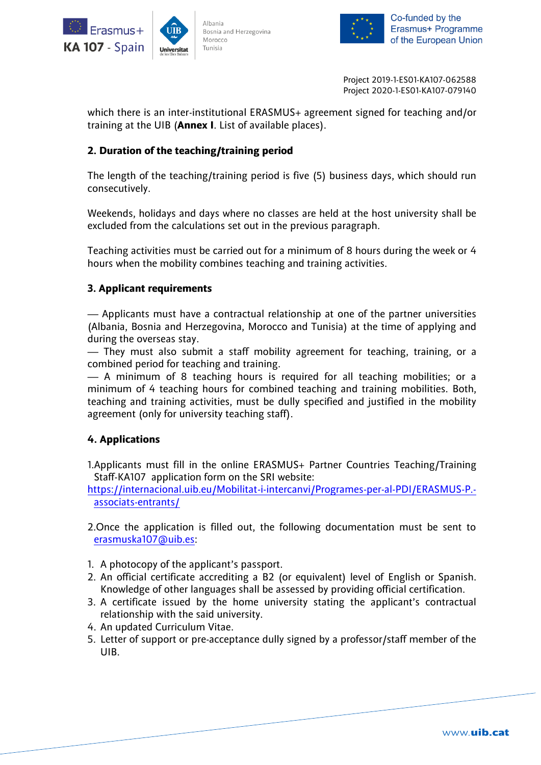which there is an inter-institutional ERASMUS+ agreement signed for teaching and/or training at the UIB (**Annex I**. List of available places).

## 2. Duration of the teaching/training period

The length of the teaching/training period is five (5) business days, which should run consecutively.

Weekends, holidays and days where no classes are held at the host university shall be excluded from the calculations set out in the previous paragraph.

Teaching activities must be carried out for a minimum of 8 hours during the week or 4 hours when the mobility combines teaching and training activities.

## 3. Applicant requirements

— Applicants must have a contractual relationship at one of the partner universities (Albania, Bosnia and Herzegovina, Morocco and Tunisia) at the time of applying and during the overseas stay.
— They must also submit a staff mobility agreement for teaching, training, or a combined period for teaching and training.
— A minimum of 8 teaching hours is required for all teaching mobilities; or a minimum of 4 teaching hours for combined teaching and training mobilities. Both, teaching and training activities, must be dully specified and justified in the mobility agreement (only for university teaching staff).

## 4. Applications

1.Applicants must fill in the online ERASMUS+ Partner Countries Teaching/Training Staff-KA107 application form on the SRI website: https://internacional.uib.eu/Mobilitat-i-intercanvi/Programes-per-al-PDI/ERASMUS-P.-associats-entrants/

2.Once the application is filled out, the following documentation must be sent to erasmuska107@uib.es:

1. A photocopy of the applicant's passport.
2. An official certificate accrediting a B2 (or equivalent) level of English or Spanish. Knowledge of other languages shall be assessed by providing official certification.
3. A certificate issued by the home university stating the applicant's contractual relationship with the said university.
4. An updated Curriculum Vitae.
5. Letter of support or pre-acceptance dully signed by a professor/staff member of the UIB.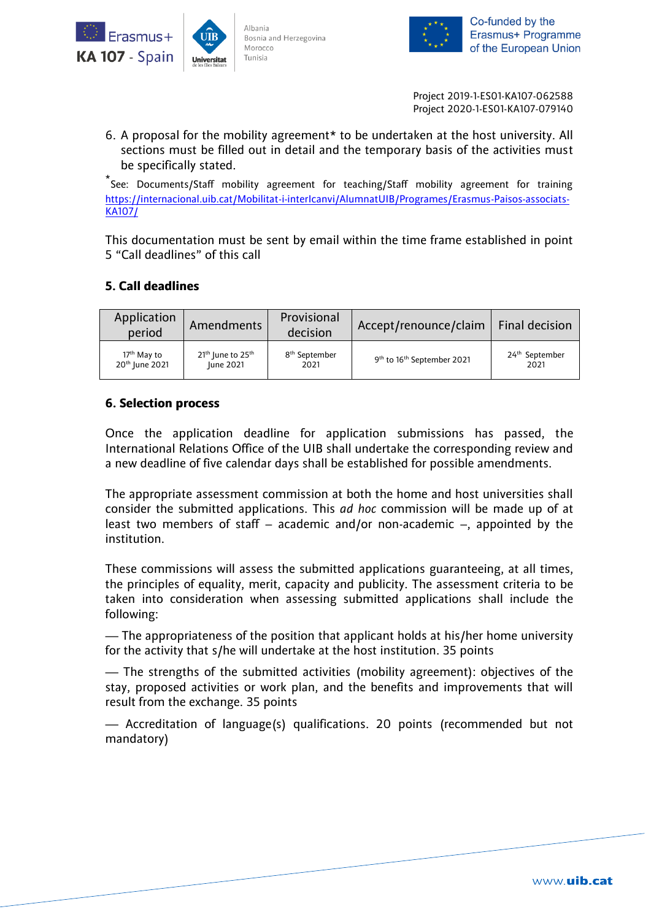Project 2019-1-ES01-KA107-062588
Project 2020-1-ES01-KA107-079140

6. A proposal for the mobility agreement* to be undertaken at the host university. All sections must be filled out in detail and the temporary basis of the activities must be specifically stated.

*See: Documents/Staff mobility agreement for teaching/Staff mobility agreement for training https://internacional.uib.cat/Mobilitat-i-interIcanvi/AlumnatUIB/Programes/Erasmus-Paisos-associats-KA107/

This documentation must be sent by email within the time frame established in point 5 "Call deadlines" of this call

## 5. Call deadlines

| Application period | Amendments | Provisional decision | Accept/renounce/claim | Final decision |
|---|---|---|---|---|
| 17th May to 20th June 2021 | 21th June to 25th June 2021 | 8th September 2021 | 9th to 16th September 2021 | 24th September 2021 |

## 6. Selection process

Once the application deadline for application submissions has passed, the International Relations Office of the UIB shall undertake the corresponding review and a new deadline of five calendar days shall be established for possible amendments.

The appropriate assessment commission at both the home and host universities shall consider the submitted applications. This *ad hoc* commission will be made up of at least two members of staff – academic and/or non-academic –, appointed by the institution.

These commissions will assess the submitted applications guaranteeing, at all times, the principles of equality, merit, capacity and publicity. The assessment criteria to be taken into consideration when assessing submitted applications shall include the following:

— The appropriateness of the position that applicant holds at his/her home university for the activity that s/he will undertake at the host institution. 35 points

— The strengths of the submitted activities (mobility agreement): objectives of the stay, proposed activities or work plan, and the benefits and improvements that will result from the exchange. 35 points

— Accreditation of language(s) qualifications. 20 points (recommended but not mandatory)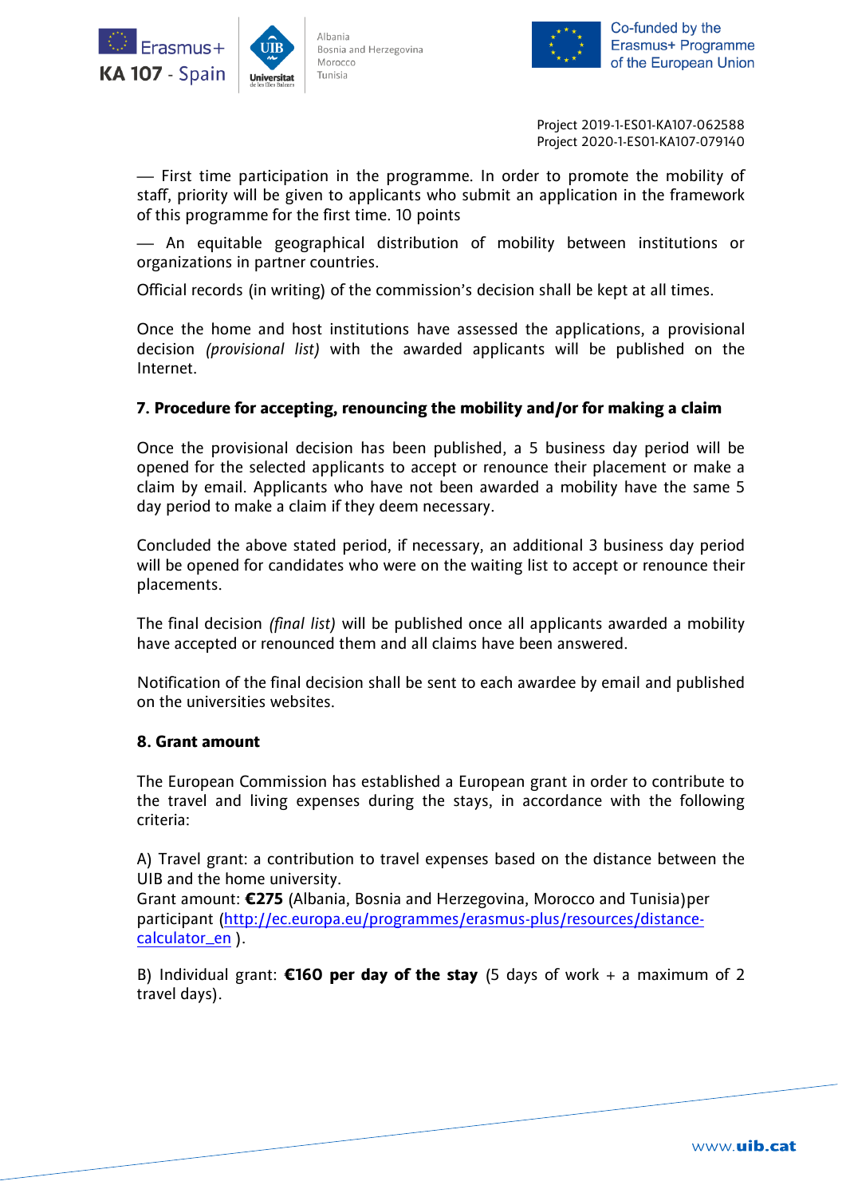Project 2019-1-ES01-KA107-062588
Project 2020-1-ES01-KA107-079140

— First time participation in the programme. In order to promote the mobility of staff, priority will be given to applicants who submit an application in the framework of this programme for the first time. 10 points

— An equitable geographical distribution of mobility between institutions or organizations in partner countries.

Official records (in writing) of the commission's decision shall be kept at all times.

Once the home and host institutions have assessed the applications, a provisional decision *(provisional list)* with the awarded applicants will be published on the Internet.

## 7. Procedure for accepting, renouncing the mobility and/or for making a claim

Once the provisional decision has been published, a 5 business day period will be opened for the selected applicants to accept or renounce their placement or make a claim by email. Applicants who have not been awarded a mobility have the same 5 day period to make a claim if they deem necessary.

Concluded the above stated period, if necessary, an additional 3 business day period will be opened for candidates who were on the waiting list to accept or renounce their placements.

The final decision *(final list)* will be published once all applicants awarded a mobility have accepted or renounced them and all claims have been answered.

Notification of the final decision shall be sent to each awardee by email and published on the universities websites.

## 8. Grant amount

The European Commission has established a European grant in order to contribute to the travel and living expenses during the stays, in accordance with the following criteria:

A) Travel grant: a contribution to travel expenses based on the distance between the UIB and the home university.
Grant amount: **€275** (Albania, Bosnia and Herzegovina, Morocco and Tunisia)per participant (http://ec.europa.eu/programmes/erasmus-plus/resources/distance-calculator_en ).

B) Individual grant: **€160 per day of the stay** (5 days of work + a maximum of 2 travel days).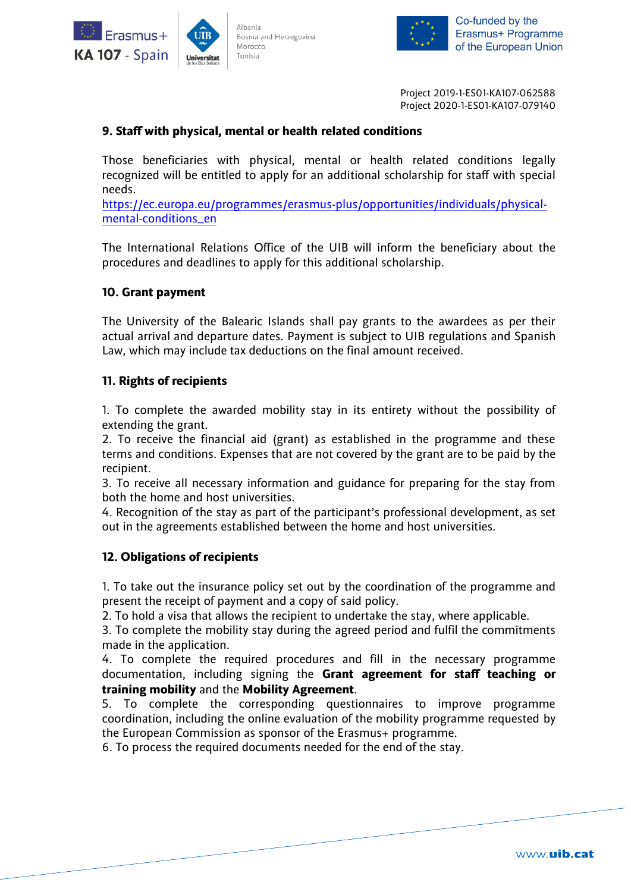Project 2019-1-ES01-KA107-062588
Project 2020-1-ES01-KA107-079140

### 9. Staff with physical, mental or health related conditions

Those beneficiaries with physical, mental or health related conditions legally recognized will be entitled to apply for an additional scholarship for staff with special needs.
https://ec.europa.eu/programmes/erasmus-plus/opportunities/individuals/physical-mental-conditions_en

The International Relations Office of the UIB will inform the beneficiary about the procedures and deadlines to apply for this additional scholarship.

### 10. Grant payment

The University of the Balearic Islands shall pay grants to the awardees as per their actual arrival and departure dates. Payment is subject to UIB regulations and Spanish Law, which may include tax deductions on the final amount received.

### 11. Rights of recipients

1. To complete the awarded mobility stay in its entirety without the possibility of extending the grant.
2. To receive the financial aid (grant) as established in the programme and these terms and conditions. Expenses that are not covered by the grant are to be paid by the recipient.
3. To receive all necessary information and guidance for preparing for the stay from both the home and host universities.
4. Recognition of the stay as part of the participant's professional development, as set out in the agreements established between the home and host universities.

### 12. Obligations of recipients

1. To take out the insurance policy set out by the coordination of the programme and present the receipt of payment and a copy of said policy.
2. To hold a visa that allows the recipient to undertake the stay, where applicable.
3. To complete the mobility stay during the agreed period and fulfil the commitments made in the application.
4. To complete the required procedures and fill in the necessary programme documentation, including signing the **Grant agreement for staff teaching or training mobility** and the **Mobility Agreement**.
5. To complete the corresponding questionnaires to improve programme coordination, including the online evaluation of the mobility programme requested by the European Commission as sponsor of the Erasmus+ programme.
6. To process the required documents needed for the end of the stay.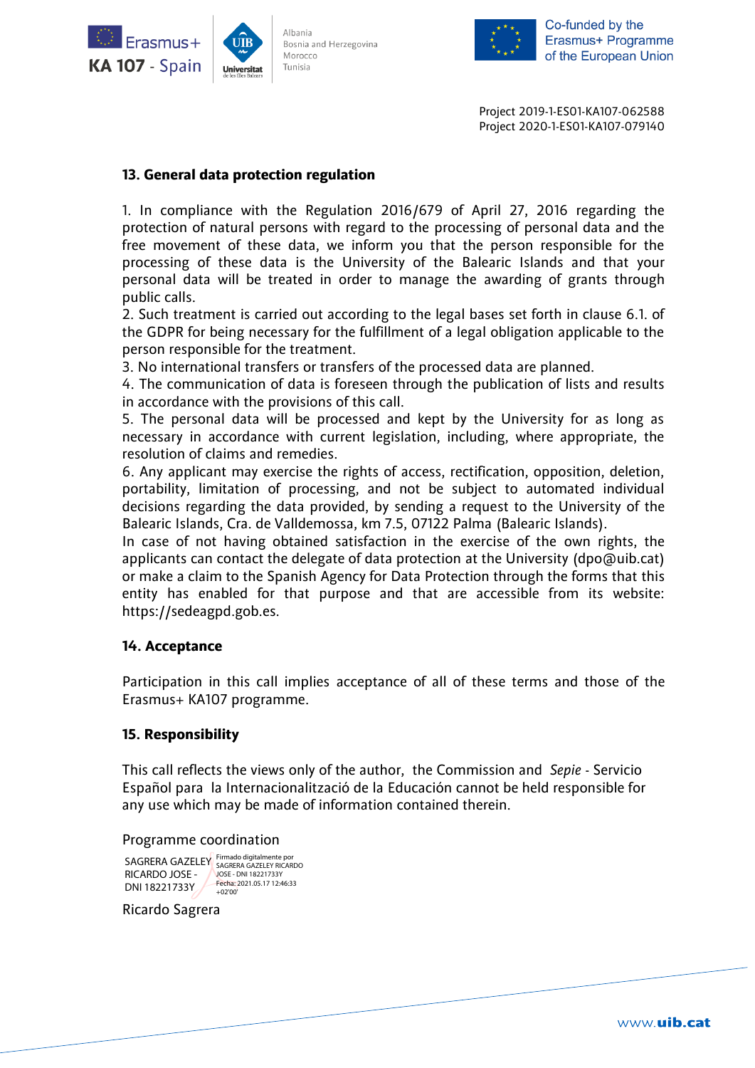Project 2019-1-ES01-KA107-062588
Project 2020-1-ES01-KA107-079140

## 13. General data protection regulation

1. In compliance with the Regulation 2016/679 of April 27, 2016 regarding the protection of natural persons with regard to the processing of personal data and the free movement of these data, we inform you that the person responsible for the processing of these data is the University of the Balearic Islands and that your personal data will be treated in order to manage the awarding of grants through public calls.
2. Such treatment is carried out according to the legal bases set forth in clause 6.1. of the GDPR for being necessary for the fulfillment of a legal obligation applicable to the person responsible for the treatment.
3. No international transfers or transfers of the processed data are planned.
4. The communication of data is foreseen through the publication of lists and results in accordance with the provisions of this call.
5. The personal data will be processed and kept by the University for as long as necessary in accordance with current legislation, including, where appropriate, the resolution of claims and remedies.
6. Any applicant may exercise the rights of access, rectification, opposition, deletion, portability, limitation of processing, and not be subject to automated individual decisions regarding the data provided, by sending a request to the University of the Balearic Islands, Cra. de Valldemossa, km 7.5, 07122 Palma (Balearic Islands).

In case of not having obtained satisfaction in the exercise of the own rights, the applicants can contact the delegate of data protection at the University (dpo@uib.cat) or make a claim to the Spanish Agency for Data Protection through the forms that this entity has enabled for that purpose and that are accessible from its website: https://sedeagpd.gob.es.

## 14. Acceptance

Participation in this call implies acceptance of all of these terms and those of the Erasmus+ KA107 programme.

## 15. Responsibility

This call reflects the views only of the author, the Commission and *Sepie* - Servicio Español para la Internacionalizació de la Educación cannot be held responsible for any use which may be made of information contained therein.

Programme coordination

SAGRERA GAZELEY RICARDO JOSE - DNI 18221733Y
Firmado digitalmente por SAGRERA GAZELEY RICARDO JOSE - DNI 18221733Y
Fecha: 2021.05.17 12:46:33 +02'00'

Ricardo Sagrera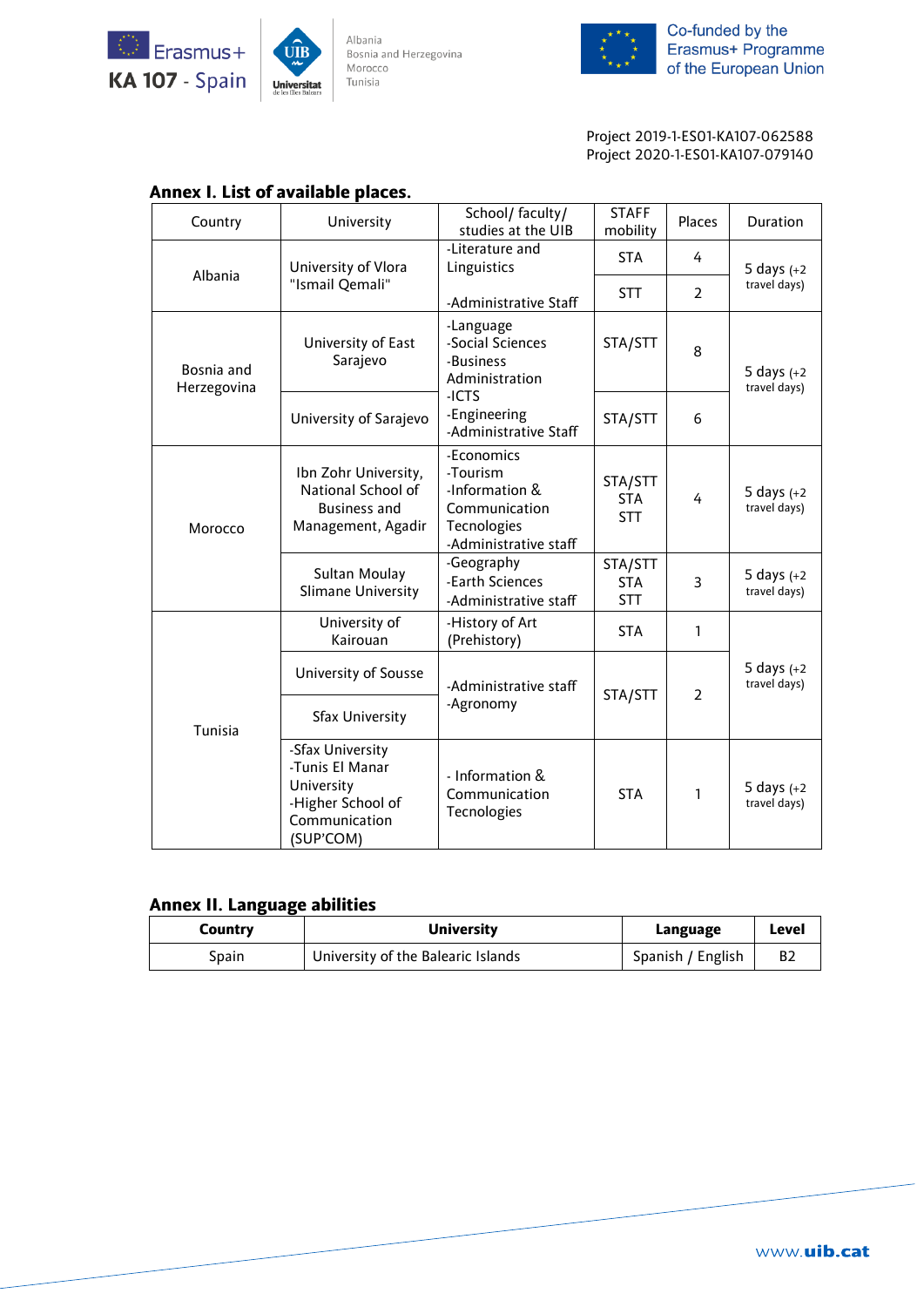Project 2019-1-ES01-KA107-062588
Project 2020-1-ES01-KA107-079140

## Annex I. List of available places.

| Country | University | School/ faculty/ studies at the UIB | STAFF mobility | Places | Duration |
|---|---|---|---|---|---|
| Albania | University of Vlora "Ismail Qemali" | -Literature and Linguistics<br>-Administrative Staff | STA | 4 | 5 days (+2 travel days) |
| | | | STT | 2 | |
| Bosnia and Herzegovina | University of East Sarajevo | -Language<br>-Social Sciences<br>-Business Administration<br>-ICTS<br>-Engineering<br>-Administrative Staff | STA/STT | 8 | 5 days (+2 travel days) |
| | University of Sarajevo | | STA/STT | 6 | |
| Morocco | Ibn Zohr University, National School of Business and Management, Agadir | -Economics<br>-Tourism<br>-Information & Communication Tecnologies<br>-Administrative staff | STA/STT<br>STA<br>STT | 4 | 5 days (+2 travel days) |
| | Sultan Moulay Slimane University | -Geography<br>-Earth Sciences<br>-Administrative staff | STA/STT<br>STA<br>STT | 3 | 5 days (+2 travel days) |
| Tunisia | University of Kairouan | -History of Art (Prehistory) | STA | 1 | 5 days (+2 travel days) |
| | University of Sousse | -Administrative staff<br>-Agronomy | STA/STT | 2 | |
| | Sfax University | | | | |
| | -Sfax University<br>-Tunis El Manar University<br>-Higher School of Communication (SUP'COM) | - Information & Communication Tecnologies | STA | 1 | 5 days (+2 travel days) |

## Annex II. Language abilities

| Country | University | Language | Level |
|---|---|---|---|
| Spain | University of the Balearic Islands | Spanish / English | B2 |